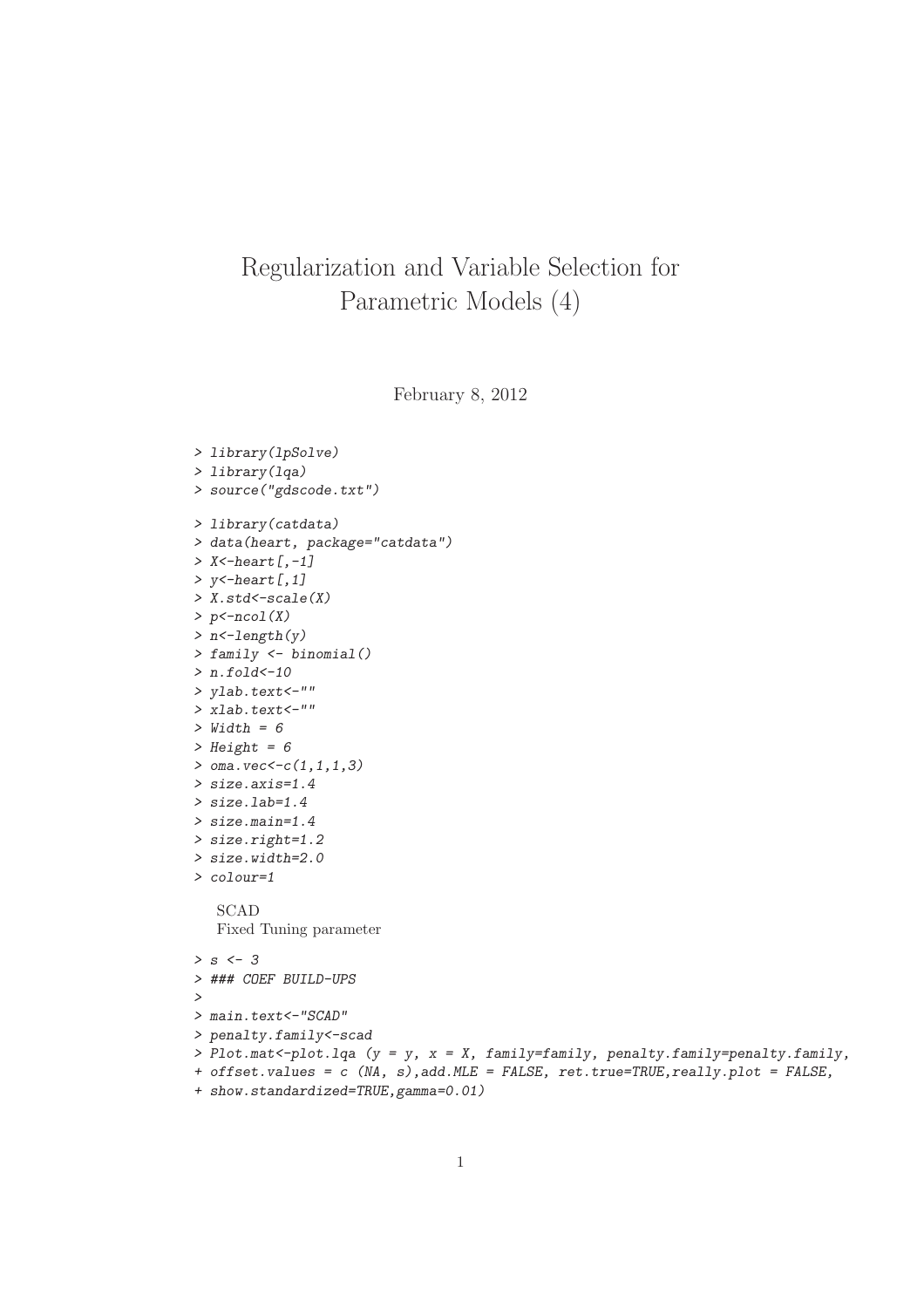# Regularization and Variable Selection for Parametric Models (4)

February 8, 2012

```
> library(lpSolve)
> library(lqa)
> source("gdscode.txt")
```

```
> library(catdata)
> data(heart, package="catdata")
> X<-heart[,-1]
> y<-heart[,1]
> X.std<-scale(X)
> p<-ncol(X)
> n<-length(y)
> family <- binomial()
> n.fold<-10
> ylab.text<-""
> xlab.text<-""
> Width = 6
> Height = 6
> oma.vec<-c(1,1,1,3)
> size.axis=1.4
> size.lab=1.4
> size.main=1.4
> size.right=1.2
> size.width=2.0
> colour=1
```

SCAD
Fixed Tuning parameter

```
> s <- 3
> ### COEF BUILD-UPS
>
> main.text<-"SCAD"
> penalty.family<-scad
> Plot.mat<-plot.lqa (y = y, x = X, family=family, penalty.family=penalty.family,
+ offset.values = c (NA, s),add.MLE = FALSE, ret.true=TRUE,really.plot = FALSE,
+ show.standardized=TRUE,gamma=0.01)
```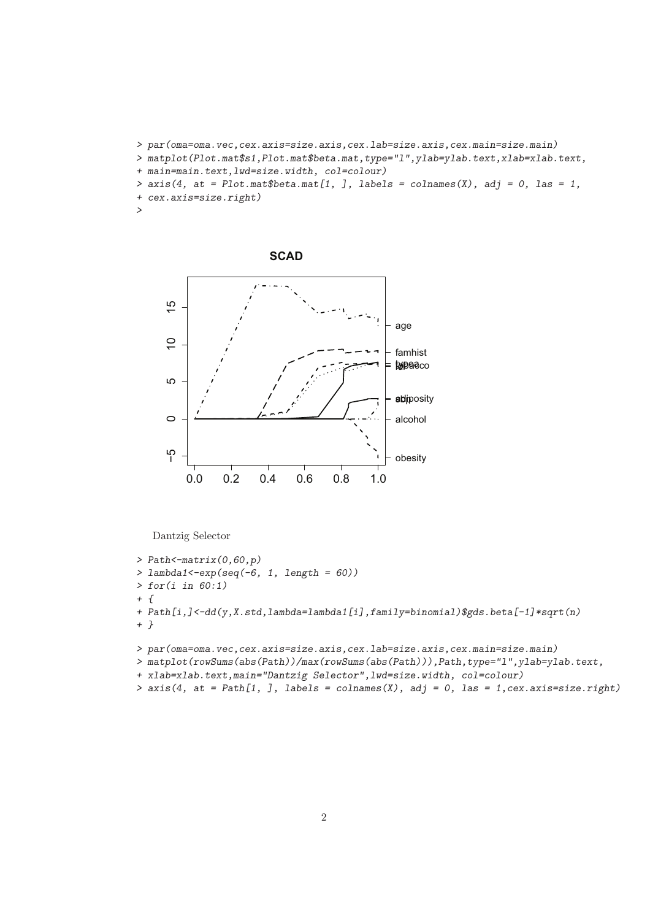```
> par(oma=oma.vec,cex.axis=size.axis,cex.lab=size.axis,cex.main=size.main)
> matplot(Plot.mat$s1,Plot.mat$beta.mat,type="l",ylab=ylab.text,xlab=xlab.text,
+ main=main.text,lwd=size.width, col=colour)
> axis(4, at = Plot.mat$beta.mat[1, ], labels = colnames(X), adj = 0, las = 1,
+ cex.axis=size.right)
>
```

Dantzig Selector

```
> Path<-matrix(0,60,p)
> lambda1<-exp(seq(-6, 1, length = 60))
> for(i in 60:1)
+ {
+ Path[i,]<-dd(y,X.std,lambda=lambda1[i],family=binomial)$gds.beta[-1]*sqrt(n)
+ }
> par(oma=oma.vec,cex.axis=size.axis,cex.lab=size.axis,cex.main=size.main)
> matplot(rowSums(abs(Path))/max(rowSums(abs(Path))),Path,type="l",ylab=ylab.text,
+ xlab=xlab.text,main="Dantzig Selector",lwd=size.width, col=colour)
> axis(4, at = Path[1, ], labels = colnames(X), adj = 0, las = 1,cex.axis=size.right)
```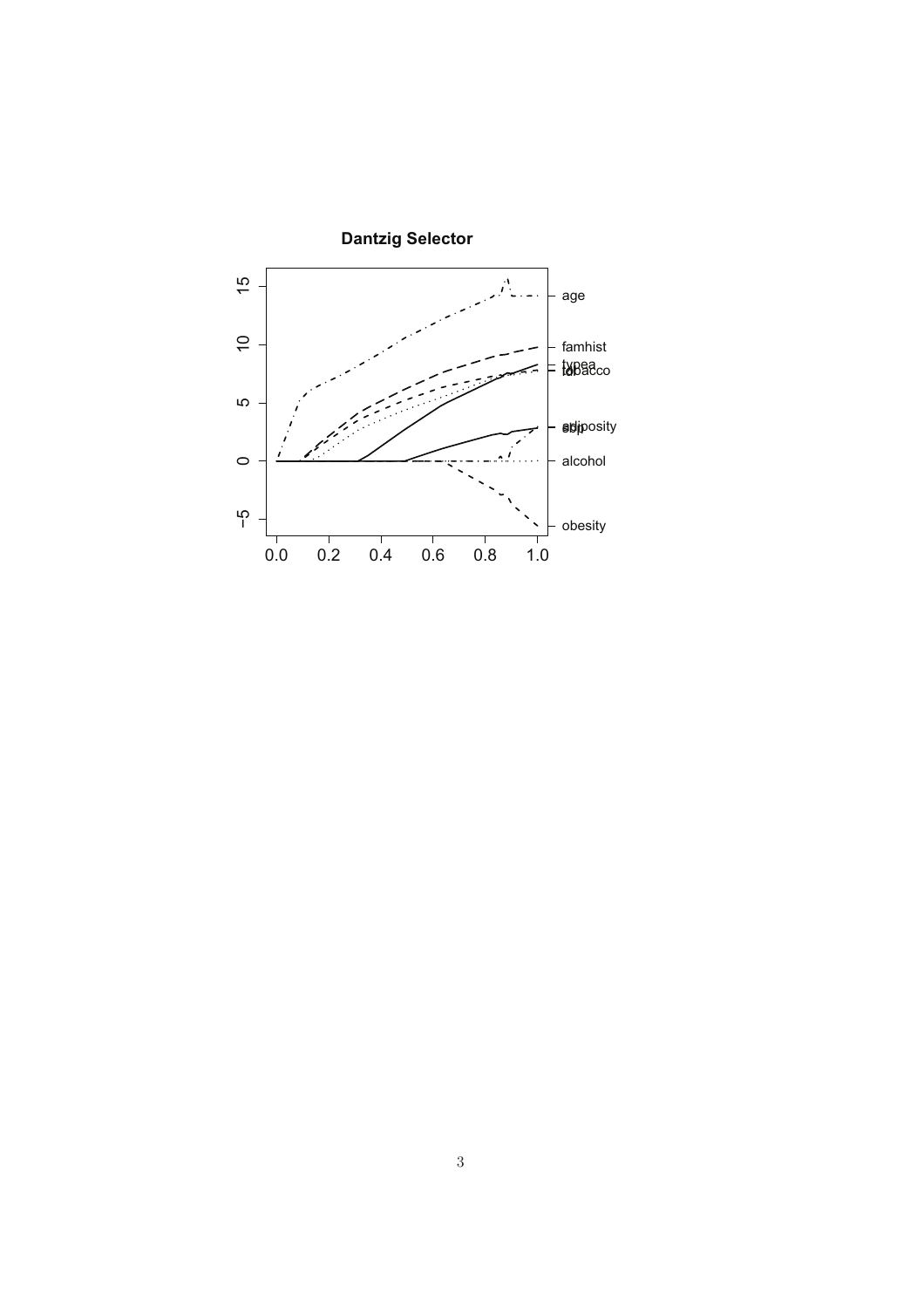**Dantzig Selector**

15

10

5

0

−5

0.0 0.2 0.4 0.6 0.8 1.0

age

famhist

typea
ldl
tobacco

adiposity
sbp

alcohol

obesity